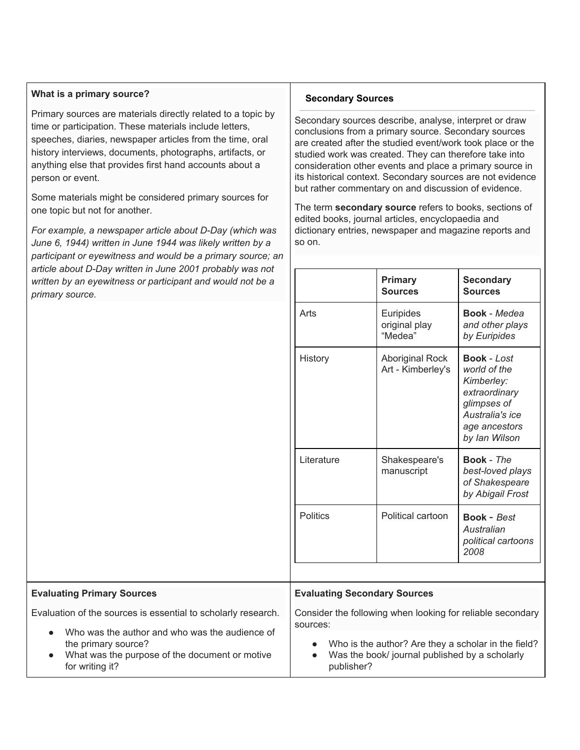## What is a primary source?

Primary sources are materials directly related to a topic by time or participation. These materials include letters, speeches, diaries, newspaper articles from the time, oral history interviews, documents, photographs, artifacts, or anything else that provides first hand accounts about a person or event.

Some materials might be considered primary sources for one topic but not for another.

*For example, a newspaper article about D-Day (which was June 6, 1944) written in June 1944 was likely written by a participant or eyewitness and would be a primary source; an article about D-Day written in June 2001 probably was not written by an eyewitness or participant and would not be a primary source.*

## Secondary Sources

Secondary sources describe, analyse, interpret or draw conclusions from a primary source. Secondary sources are created after the studied event/work took place or the studied work was created. They can therefore take into consideration other events and place a primary source in its historical context. Secondary sources are not evidence but rather commentary on and discussion of evidence.

The term **secondary source** refers to books, sections of edited books, journal articles, encyclopaedia and dictionary entries, newspaper and magazine reports and so on.

| | Primary Sources | Secondary Sources |
|---|---|---|
| Arts | Euripides original play “Medea” | **Book** - *Medea and other plays by Euripides* |
| History | Aboriginal Rock Art - Kimberley's | **Book** - *Lost world of the Kimberley: extraordinary glimpses of Australia's ice age ancestors by Ian Wilson* |
| Literature | Shakespeare's manuscript | **Book** - *The best-loved plays of Shakespeare by Abigail Frost* |
| Politics | Political cartoon | **Book** - *Best Australian political cartoons 2008* |

## Evaluating Primary Sources

Evaluation of the sources is essential to scholarly research.

- Who was the author and who was the audience of the primary source?
- What was the purpose of the document or motive for writing it?

## Evaluating Secondary Sources

Consider the following when looking for reliable secondary sources:

- Who is the author? Are they a scholar in the field?
- Was the book/ journal published by a scholarly publisher?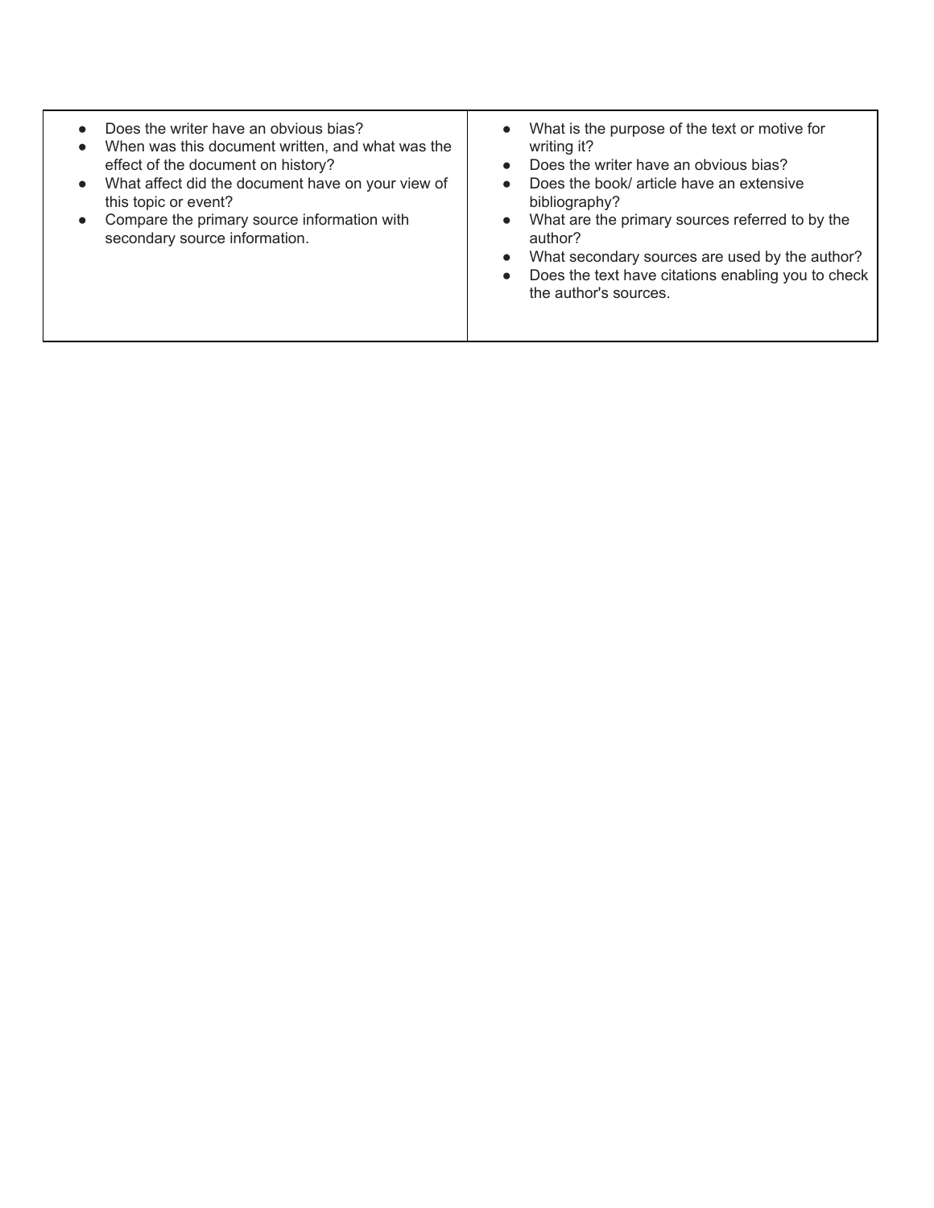| | |
|---|---|
| • Does the writer have an obvious bias?<br>• When was this document written, and what was the effect of the document on history?<br>• What affect did the document have on your view of this topic or event?<br>• Compare the primary source information with secondary source information. | • What is the purpose of the text or motive for writing it?<br>• Does the writer have an obvious bias?<br>• Does the book/ article have an extensive bibliography?<br>• What are the primary sources referred to by the author?<br>• What secondary sources are used by the author?<br>• Does the text have citations enabling you to check the author's sources. |